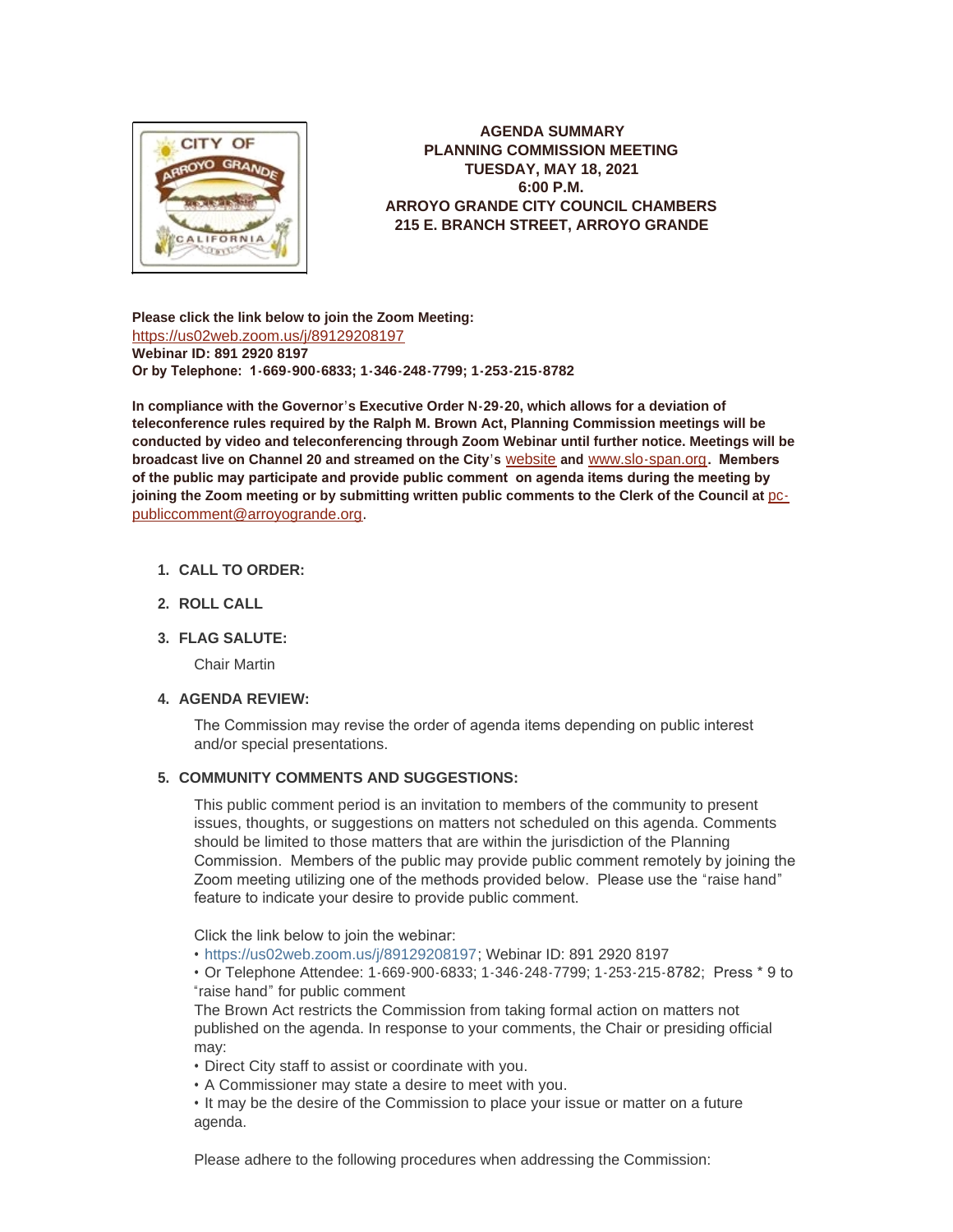**AGENDA SUMMARY**
**PLANNING COMMISSION MEETING**
**TUESDAY, MAY 18, 2021**
**6:00 P.M.**
**ARROYO GRANDE CITY COUNCIL CHAMBERS**
**215 E. BRANCH STREET, ARROYO GRANDE**

**Please click the link below to join the Zoom Meeting:**
https://us02web.zoom.us/j/89129208197
**Webinar ID: 891 2920 8197**
**Or by Telephone: 1-669-900-6833; 1-346-248-7799; 1-253-215-8782**

**In compliance with the Governor's Executive Order N-29-20, which allows for a deviation of teleconference rules required by the Ralph M. Brown Act, Planning Commission meetings will be conducted by video and teleconferencing through Zoom Webinar until further notice. Meetings will be broadcast live on Channel 20 and streamed on the City's** website **and** www.slo-span.org**. Members of the public may participate and provide public comment on agenda items during the meeting by joining the Zoom meeting or by submitting written public comments to the Clerk of the Council at** pc-publiccomment@arroyogrande.org.

1. **CALL TO ORDER:**

2. **ROLL CALL**

3. **FLAG SALUTE:**

   Chair Martin

4. **AGENDA REVIEW:**

   The Commission may revise the order of agenda items depending on public interest and/or special presentations.

5. **COMMUNITY COMMENTS AND SUGGESTIONS:**

   This public comment period is an invitation to members of the community to present issues, thoughts, or suggestions on matters not scheduled on this agenda. Comments should be limited to those matters that are within the jurisdiction of the Planning Commission. Members of the public may provide public comment remotely by joining the Zoom meeting utilizing one of the methods provided below. Please use the "raise hand" feature to indicate your desire to provide public comment.

   Click the link below to join the webinar:
   • https://us02web.zoom.us/j/89129208197; Webinar ID: 891 2920 8197
   • Or Telephone Attendee: 1-669-900-6833; 1-346-248-7799; 1-253-215-8782; Press * 9 to "raise hand" for public comment
   The Brown Act restricts the Commission from taking formal action on matters not published on the agenda. In response to your comments, the Chair or presiding official may:
   • Direct City staff to assist or coordinate with you.
   • A Commissioner may state a desire to meet with you.
   • It may be the desire of the Commission to place your issue or matter on a future agenda.

   Please adhere to the following procedures when addressing the Commission: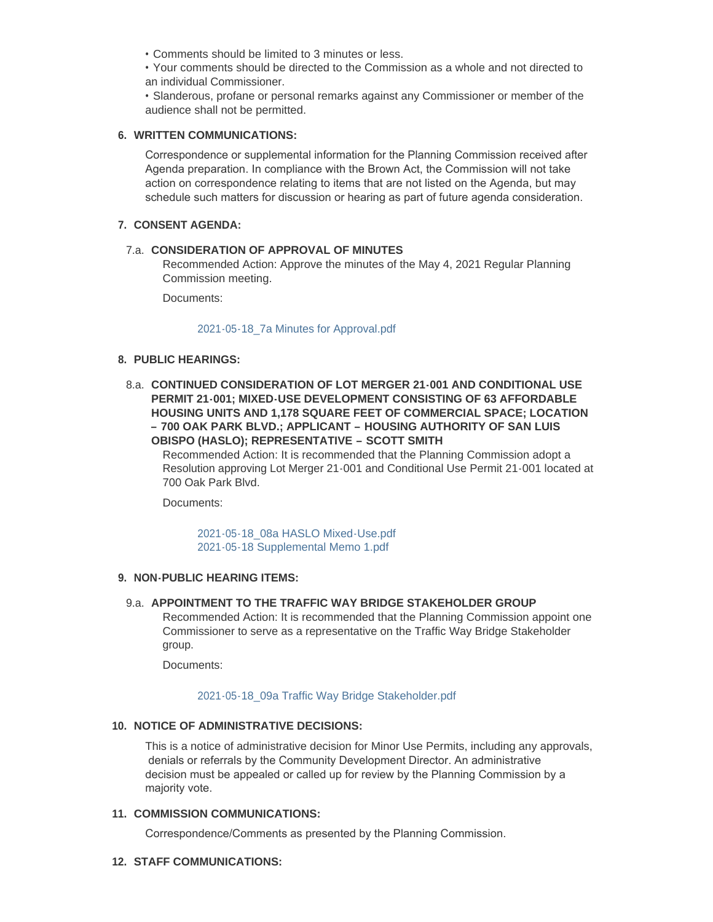• Comments should be limited to 3 minutes or less.

• Your comments should be directed to the Commission as a whole and not directed to an individual Commissioner.

• Slanderous, profane or personal remarks against any Commissioner or member of the audience shall not be permitted.

## 6. WRITTEN COMMUNICATIONS:

Correspondence or supplemental information for the Planning Commission received after Agenda preparation. In compliance with the Brown Act, the Commission will not take action on correspondence relating to items that are not listed on the Agenda, but may schedule such matters for discussion or hearing as part of future agenda consideration.

## 7. CONSENT AGENDA:

### 7.a. CONSIDERATION OF APPROVAL OF MINUTES

Recommended Action: Approve the minutes of the May 4, 2021 Regular Planning Commission meeting.

Documents:

2021-05-18_7a Minutes for Approval.pdf

## 8. PUBLIC HEARINGS:

### 8.a. CONTINUED CONSIDERATION OF LOT MERGER 21-001 AND CONDITIONAL USE PERMIT 21-001; MIXED-USE DEVELOPMENT CONSISTING OF 63 AFFORDABLE HOUSING UNITS AND 1,178 SQUARE FEET OF COMMERCIAL SPACE; LOCATION – 700 OAK PARK BLVD.; APPLICANT – HOUSING AUTHORITY OF SAN LUIS OBISPO (HASLO); REPRESENTATIVE – SCOTT SMITH

Recommended Action: It is recommended that the Planning Commission adopt a Resolution approving Lot Merger 21-001 and Conditional Use Permit 21-001 located at 700 Oak Park Blvd.

Documents:

2021-05-18_08a HASLO Mixed-Use.pdf
2021-05-18 Supplemental Memo 1.pdf

## 9. NON-PUBLIC HEARING ITEMS:

### 9.a. APPOINTMENT TO THE TRAFFIC WAY BRIDGE STAKEHOLDER GROUP

Recommended Action: It is recommended that the Planning Commission appoint one Commissioner to serve as a representative on the Traffic Way Bridge Stakeholder group.

Documents:

2021-05-18_09a Traffic Way Bridge Stakeholder.pdf

## 10. NOTICE OF ADMINISTRATIVE DECISIONS:

This is a notice of administrative decision for Minor Use Permits, including any approvals, denials or referrals by the Community Development Director. An administrative decision must be appealed or called up for review by the Planning Commission by a majority vote.

## 11. COMMISSION COMMUNICATIONS:

Correspondence/Comments as presented by the Planning Commission.

## 12. STAFF COMMUNICATIONS: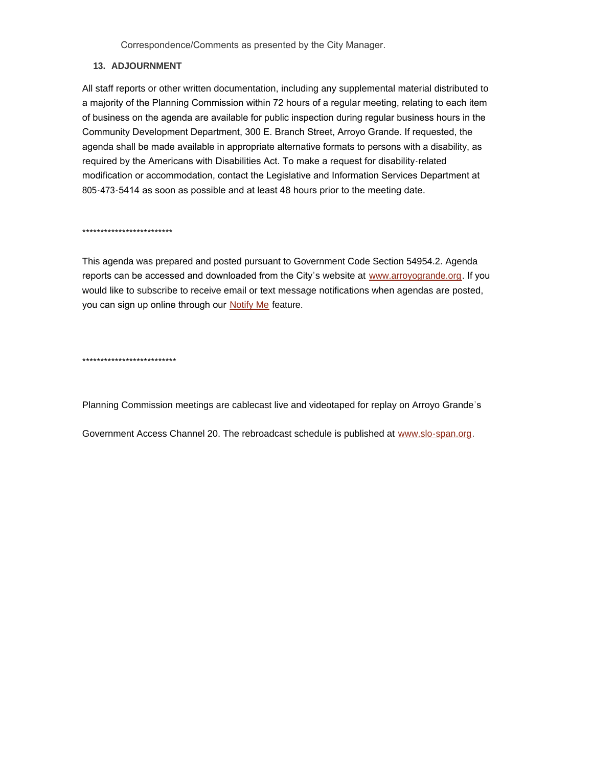Correspondence/Comments as presented by the City Manager.

**13. ADJOURNMENT**

All staff reports or other written documentation, including any supplemental material distributed to a majority of the Planning Commission within 72 hours of a regular meeting, relating to each item of business on the agenda are available for public inspection during regular business hours in the Community Development Department, 300 E. Branch Street, Arroyo Grande. If requested, the agenda shall be made available in appropriate alternative formats to persons with a disability, as required by the Americans with Disabilities Act. To make a request for disability-related modification or accommodation, contact the Legislative and Information Services Department at 805-473-5414 as soon as possible and at least 48 hours prior to the meeting date.

*************************

This agenda was prepared and posted pursuant to Government Code Section 54954.2. Agenda reports can be accessed and downloaded from the City's website at www.arroyogrande.org. If you would like to subscribe to receive email or text message notifications when agendas are posted, you can sign up online through our Notify Me feature.

**************************

Planning Commission meetings are cablecast live and videotaped for replay on Arroyo Grande's

Government Access Channel 20. The rebroadcast schedule is published at www.slo-span.org.